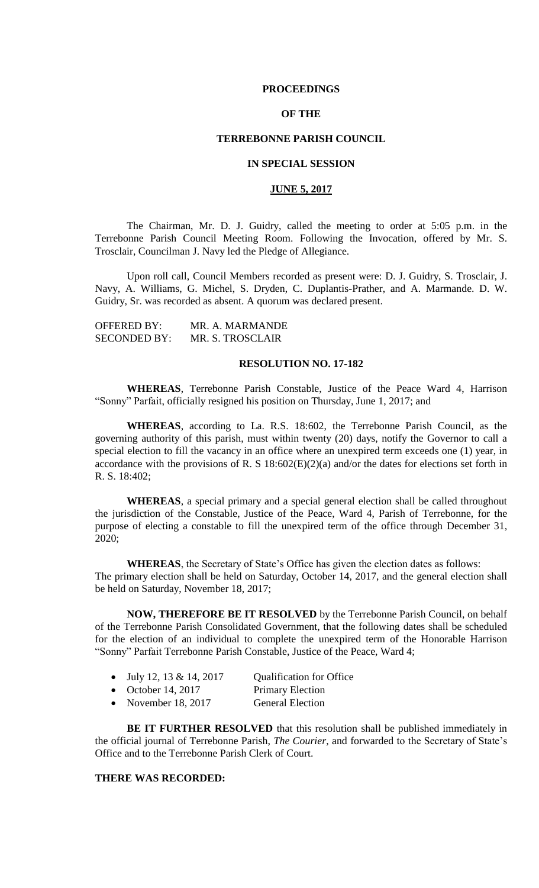# PROCEEDINGS

# OF THE

# TERREBONNE PARISH COUNCIL

# IN SPECIAL SESSION

# JUNE 5, 2017

The Chairman, Mr. D. J. Guidry, called the meeting to order at 5:05 p.m. in the Terrebonne Parish Council Meeting Room. Following the Invocation, offered by Mr. S. Trosclair, Councilman J. Navy led the Pledge of Allegiance.

Upon roll call, Council Members recorded as present were: D. J. Guidry, S. Trosclair, J. Navy, A. Williams, G. Michel, S. Dryden, C. Duplantis-Prather, and A. Marmande. D. W. Guidry, Sr. was recorded as absent. A quorum was declared present.

OFFERED BY: MR. A. MARMANDE
SECONDED BY: MR. S. TROSCLAIR

## RESOLUTION NO. 17-182

**WHEREAS**, Terrebonne Parish Constable, Justice of the Peace Ward 4, Harrison "Sonny" Parfait, officially resigned his position on Thursday, June 1, 2017; and

**WHEREAS**, according to La. R.S. 18:602, the Terrebonne Parish Council, as the governing authority of this parish, must within twenty (20) days, notify the Governor to call a special election to fill the vacancy in an office where an unexpired term exceeds one (1) year, in accordance with the provisions of R. S 18:602(E)(2)(a) and/or the dates for elections set forth in R. S. 18:402;

**WHEREAS**, a special primary and a special general election shall be called throughout the jurisdiction of the Constable, Justice of the Peace, Ward 4, Parish of Terrebonne, for the purpose of electing a constable to fill the unexpired term of the office through December 31, 2020;

**WHEREAS**, the Secretary of State's Office has given the election dates as follows: The primary election shall be held on Saturday, October 14, 2017, and the general election shall be held on Saturday, November 18, 2017;

**NOW, THEREFORE BE IT RESOLVED** by the Terrebonne Parish Council, on behalf of the Terrebonne Parish Consolidated Government, that the following dates shall be scheduled for the election of an individual to complete the unexpired term of the Honorable Harrison "Sonny" Parfait Terrebonne Parish Constable, Justice of the Peace, Ward 4;

- July 12, 13 & 14, 2017 — Qualification for Office
- October 14, 2017 — Primary Election
- November 18, 2017 — General Election

**BE IT FURTHER RESOLVED** that this resolution shall be published immediately in the official journal of Terrebonne Parish, *The Courier*, and forwarded to the Secretary of State's Office and to the Terrebonne Parish Clerk of Court.

**THERE WAS RECORDED:**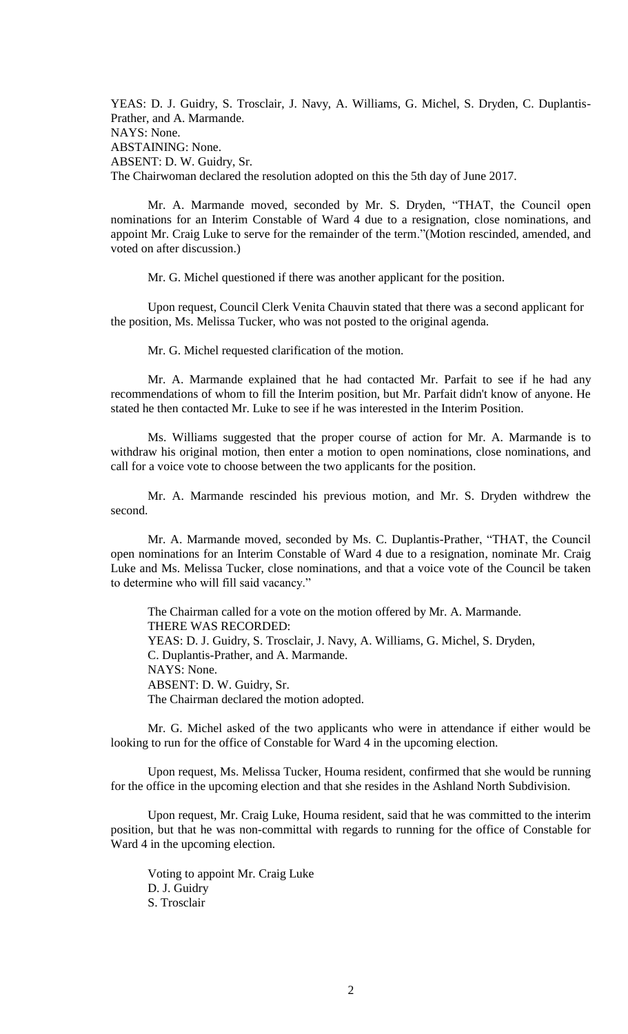YEAS: D. J. Guidry, S. Trosclair, J. Navy, A. Williams, G. Michel, S. Dryden, C. Duplantis-Prather, and A. Marmande.
NAYS: None.
ABSTAINING: None.
ABSENT: D. W. Guidry, Sr.
The Chairwoman declared the resolution adopted on this the 5th day of June 2017.

Mr. A. Marmande moved, seconded by Mr. S. Dryden, "THAT, the Council open nominations for an Interim Constable of Ward 4 due to a resignation, close nominations, and appoint Mr. Craig Luke to serve for the remainder of the term."(Motion rescinded, amended, and voted on after discussion.)

Mr. G. Michel questioned if there was another applicant for the position.

Upon request, Council Clerk Venita Chauvin stated that there was a second applicant for the position, Ms. Melissa Tucker, who was not posted to the original agenda.

Mr. G. Michel requested clarification of the motion.

Mr. A. Marmande explained that he had contacted Mr. Parfait to see if he had any recommendations of whom to fill the Interim position, but Mr. Parfait didn't know of anyone. He stated he then contacted Mr. Luke to see if he was interested in the Interim Position.

Ms. Williams suggested that the proper course of action for Mr. A. Marmande is to withdraw his original motion, then enter a motion to open nominations, close nominations, and call for a voice vote to choose between the two applicants for the position.

Mr. A. Marmande rescinded his previous motion, and Mr. S. Dryden withdrew the second.

Mr. A. Marmande moved, seconded by Ms. C. Duplantis-Prather, "THAT, the Council open nominations for an Interim Constable of Ward 4 due to a resignation, nominate Mr. Craig Luke and Ms. Melissa Tucker, close nominations, and that a voice vote of the Council be taken to determine who will fill said vacancy."

The Chairman called for a vote on the motion offered by Mr. A. Marmande.
THERE WAS RECORDED:
YEAS: D. J. Guidry, S. Trosclair, J. Navy, A. Williams, G. Michel, S. Dryden, C. Duplantis-Prather, and A. Marmande.
NAYS: None.
ABSENT: D. W. Guidry, Sr.
The Chairman declared the motion adopted.

Mr. G. Michel asked of the two applicants who were in attendance if either would be looking to run for the office of Constable for Ward 4 in the upcoming election.

Upon request, Ms. Melissa Tucker, Houma resident, confirmed that she would be running for the office in the upcoming election and that she resides in the Ashland North Subdivision.

Upon request, Mr. Craig Luke, Houma resident, said that he was committed to the interim position, but that he was non-committal with regards to running for the office of Constable for Ward 4 in the upcoming election.

Voting to appoint Mr. Craig Luke
D. J. Guidry
S. Trosclair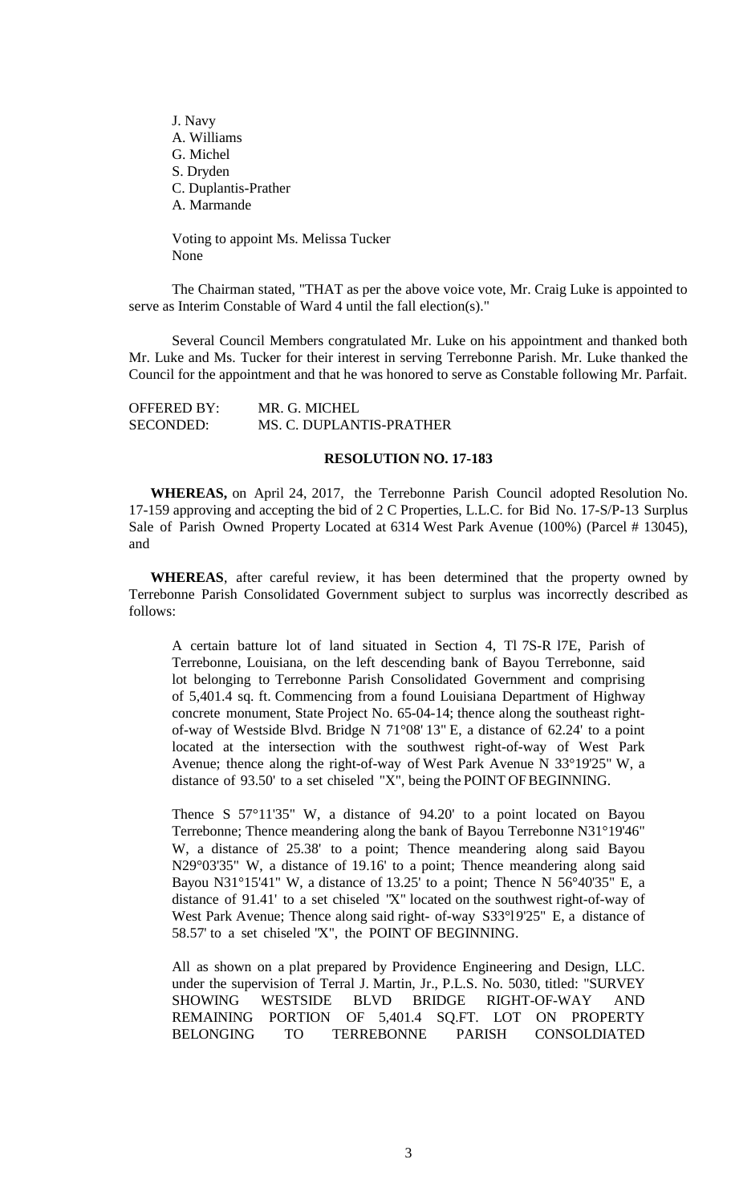J. Navy
A. Williams
G. Michel
S. Dryden
C. Duplantis-Prather
A. Marmande

Voting to appoint Ms. Melissa Tucker
None

The Chairman stated, "THAT as per the above voice vote, Mr. Craig Luke is appointed to serve as Interim Constable of Ward 4 until the fall election(s)."

Several Council Members congratulated Mr. Luke on his appointment and thanked both Mr. Luke and Ms. Tucker for their interest in serving Terrebonne Parish. Mr. Luke thanked the Council for the appointment and that he was honored to serve as Constable following Mr. Parfait.

OFFERED BY: MR. G. MICHEL
SECONDED: MS. C. DUPLANTIS-PRATHER

**RESOLUTION NO. 17-183**

**WHEREAS,** on April 24, 2017, the Terrebonne Parish Council adopted Resolution No. 17-159 approving and accepting the bid of 2 C Properties, L.L.C. for Bid No. 17-S/P-13 Surplus Sale of Parish Owned Property Located at 6314 West Park Avenue (100%) (Parcel # 13045), and

**WHEREAS**, after careful review, it has been determined that the property owned by Terrebonne Parish Consolidated Government subject to surplus was incorrectly described as follows:

A certain batture lot of land situated in Section 4, Tl 7S-R l7E, Parish of Terrebonne, Louisiana, on the left descending bank of Bayou Terrebonne, said lot belonging to Terrebonne Parish Consolidated Government and comprising of 5,401.4 sq. ft. Commencing from a found Louisiana Department of Highway concrete monument, State Project No. 65-04-14; thence along the southeast right-of-way of Westside Blvd. Bridge N 71°08' 13" E, a distance of 62.24' to a point located at the intersection with the southwest right-of-way of West Park Avenue; thence along the right-of-way of West Park Avenue N 33°19'25" W, a distance of 93.50' to a set chiseled "X", being the POINT OF BEGINNING.

Thence S 57°11'35" W, a distance of 94.20' to a point located on Bayou Terrebonne; Thence meandering along the bank of Bayou Terrebonne N31°19'46" W, a distance of 25.38' to a point; Thence meandering along said Bayou N29°03'35" W, a distance of 19.16' to a point; Thence meandering along said Bayou N31°15'41" W, a distance of 13.25' to a point; Thence N 56°40'35" E, a distance of 91.41' to a set chiseled "X" located on the southwest right-of-way of West Park Avenue; Thence along said right- of-way S33°l9'25" E, a distance of 58.57' to a set chiseled "X", the POINT OF BEGINNING.

All as shown on a plat prepared by Providence Engineering and Design, LLC. under the supervision of Terral J. Martin, Jr., P.L.S. No. 5030, titled: "SURVEY SHOWING WESTSIDE BLVD BRIDGE RIGHT-OF-WAY AND REMAINING PORTION OF 5,401.4 SQ.FT. LOT ON PROPERTY BELONGING TO TERREBONNE PARISH CONSOLDIATED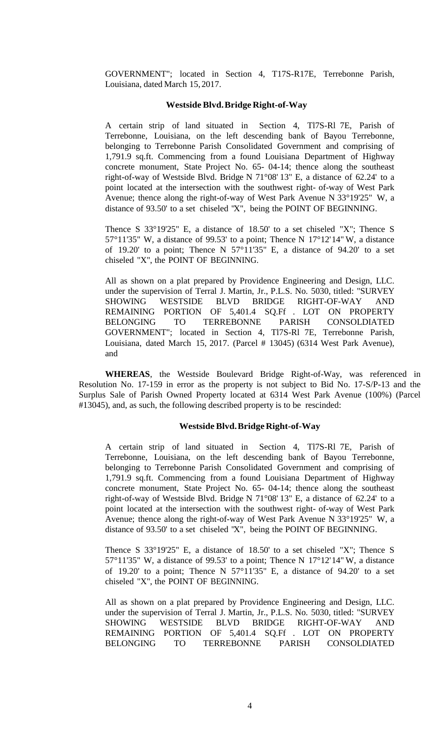GOVERNMENT"; located in Section 4, T17S-R17E, Terrebonne Parish, Louisiana, dated March 15, 2017.

**Westside Blvd. Bridge Right-of-Way**

A certain strip of land situated in Section 4, Tl7S-Rl 7E, Parish of Terrebonne, Louisiana, on the left descending bank of Bayou Terrebonne, belonging to Terrebonne Parish Consolidated Government and comprising of 1,791.9 sq.ft. Commencing from a found Louisiana Department of Highway concrete monument, State Project No. 65- 04-14; thence along the southeast right-of-way of Westside Blvd. Bridge N 71°08' 13" E, a distance of 62.24' to a point located at the intersection with the southwest right- of-way of West Park Avenue; thence along the right-of-way of West Park Avenue N 33°19'25" W, a distance of 93.50' to a set chiseled "X", being the POINT OF BEGINNING.

Thence S 33°19'25" E, a distance of 18.50' to a set chiseled "X"; Thence S 57°11'35" W, a distance of 99.53' to a point; Thence N 17°12'14" W, a distance of 19.20' to a point; Thence N 57°11'35" E, a distance of 94.20' to a set chiseled "X", the POINT OF BEGINNING.

All as shown on a plat prepared by Providence Engineering and Design, LLC. under the supervision of Terral J. Martin, Jr., P.L.S. No. 5030, titled: "SURVEY SHOWING WESTSIDE BLVD BRIDGE RIGHT-OF-WAY AND REMAINING PORTION OF 5,401.4 SQ.Ff . LOT ON PROPERTY BELONGING TO TERREBONNE PARISH CONSOLDIATED GOVERNMENT"; located in Section 4, Tl7S-Rl 7E, Terrebonne Parish, Louisiana, dated March 15, 2017. (Parcel # 13045) (6314 West Park Avenue), and

**WHEREAS**, the Westside Boulevard Bridge Right-of-Way, was referenced in Resolution No. 17-159 in error as the property is not subject to Bid No. 17-S/P-13 and the Surplus Sale of Parish Owned Property located at 6314 West Park Avenue (100%) (Parcel #13045), and, as such, the following described property is to be rescinded:

**Westside Blvd. Bridge Right-of-Way**

A certain strip of land situated in Section 4, Tl7S-Rl 7E, Parish of Terrebonne, Louisiana, on the left descending bank of Bayou Terrebonne, belonging to Terrebonne Parish Consolidated Government and comprising of 1,791.9 sq.ft. Commencing from a found Louisiana Department of Highway concrete monument, State Project No. 65- 04-14; thence along the southeast right-of-way of Westside Blvd. Bridge N 71°08' 13" E, a distance of 62.24' to a point located at the intersection with the southwest right- of-way of West Park Avenue; thence along the right-of-way of West Park Avenue N 33°19'25" W, a distance of 93.50' to a set chiseled "X", being the POINT OF BEGINNING.

Thence S 33°19'25" E, a distance of 18.50' to a set chiseled "X"; Thence S 57°11'35" W, a distance of 99.53' to a point; Thence N 17°12'14" W, a distance of 19.20' to a point; Thence N 57°11'35" E, a distance of 94.20' to a set chiseled "X", the POINT OF BEGINNING.

All as shown on a plat prepared by Providence Engineering and Design, LLC. under the supervision of Terral J. Martin, Jr., P.L.S. No. 5030, titled: "SURVEY SHOWING WESTSIDE BLVD BRIDGE RIGHT-OF-WAY AND REMAINING PORTION OF 5,401.4 SQ.Ff . LOT ON PROPERTY BELONGING TO TERREBONNE PARISH CONSOLDIATED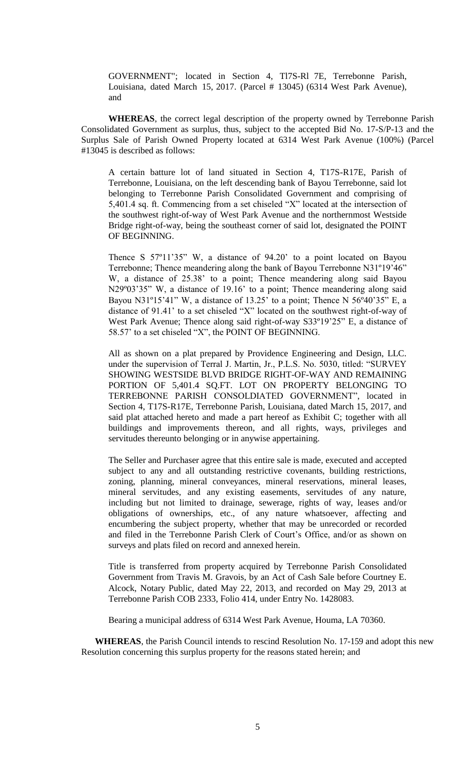GOVERNMENT"; located in Section 4, Tl7S-Rl 7E, Terrebonne Parish, Louisiana, dated March 15, 2017. (Parcel # 13045) (6314 West Park Avenue), and

**WHEREAS**, the correct legal description of the property owned by Terrebonne Parish Consolidated Government as surplus, thus, subject to the accepted Bid No. 17-S/P-13 and the Surplus Sale of Parish Owned Property located at 6314 West Park Avenue (100%) (Parcel #13045 is described as follows:

A certain batture lot of land situated in Section 4, T17S-R17E, Parish of Terrebonne, Louisiana, on the left descending bank of Bayou Terrebonne, said lot belonging to Terrebonne Parish Consolidated Government and comprising of 5,401.4 sq. ft. Commencing from a set chiseled "X" located at the intersection of the southwest right-of-way of West Park Avenue and the northernmost Westside Bridge right-of-way, being the southeast corner of said lot, designated the POINT OF BEGINNING.

Thence S 57º11'35" W, a distance of 94.20' to a point located on Bayou Terrebonne; Thence meandering along the bank of Bayou Terrebonne N31º19'46" W, a distance of 25.38' to a point; Thence meandering along said Bayou N29º03'35" W, a distance of 19.16' to a point; Thence meandering along said Bayou N31º15'41" W, a distance of 13.25' to a point; Thence N 56º40'35" E, a distance of 91.41' to a set chiseled "X" located on the southwest right-of-way of West Park Avenue; Thence along said right-of-way S33º19'25" E, a distance of 58.57' to a set chiseled "X", the POINT OF BEGINNING.

All as shown on a plat prepared by Providence Engineering and Design, LLC. under the supervision of Terral J. Martin, Jr., P.L.S. No. 5030, titled: "SURVEY SHOWING WESTSIDE BLVD BRIDGE RIGHT-OF-WAY AND REMAINING PORTION OF 5,401.4 SQ.FT. LOT ON PROPERTY BELONGING TO TERREBONNE PARISH CONSOLDIATED GOVERNMENT", located in Section 4, T17S-R17E, Terrebonne Parish, Louisiana, dated March 15, 2017, and said plat attached hereto and made a part hereof as Exhibit C; together with all buildings and improvements thereon, and all rights, ways, privileges and servitudes thereunto belonging or in anywise appertaining.

The Seller and Purchaser agree that this entire sale is made, executed and accepted subject to any and all outstanding restrictive covenants, building restrictions, zoning, planning, mineral conveyances, mineral reservations, mineral leases, mineral servitudes, and any existing easements, servitudes of any nature, including but not limited to drainage, sewerage, rights of way, leases and/or obligations of ownerships, etc., of any nature whatsoever, affecting and encumbering the subject property, whether that may be unrecorded or recorded and filed in the Terrebonne Parish Clerk of Court's Office, and/or as shown on surveys and plats filed on record and annexed herein.

Title is transferred from property acquired by Terrebonne Parish Consolidated Government from Travis M. Gravois, by an Act of Cash Sale before Courtney E. Alcock, Notary Public, dated May 22, 2013, and recorded on May 29, 2013 at Terrebonne Parish COB 2333, Folio 414, under Entry No. 1428083.

Bearing a municipal address of 6314 West Park Avenue, Houma, LA 70360.

**WHEREAS**, the Parish Council intends to rescind Resolution No. 17-159 and adopt this new Resolution concerning this surplus property for the reasons stated herein; and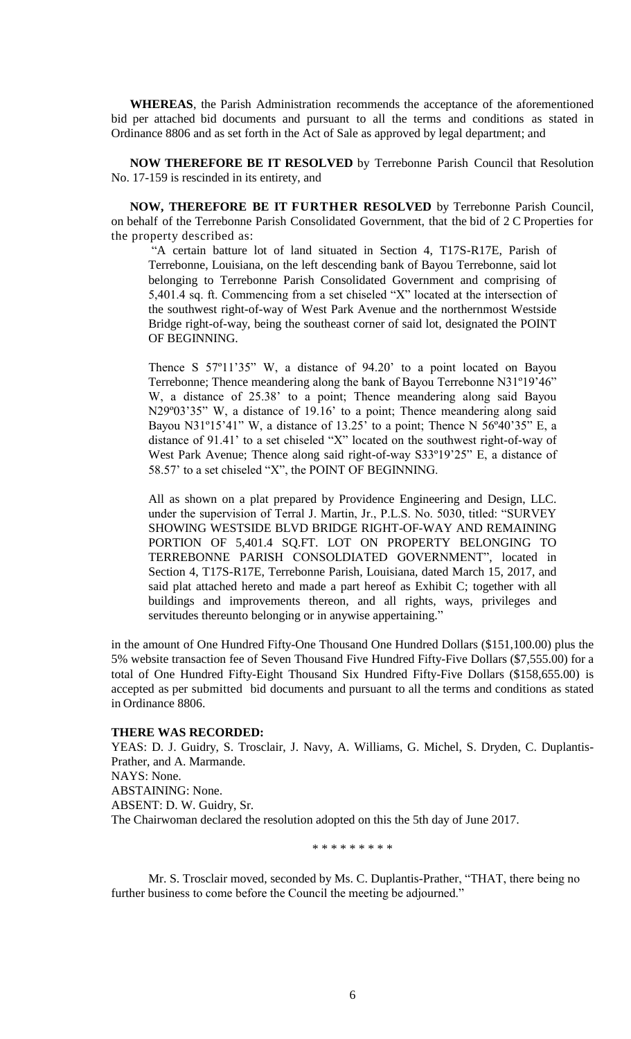**WHEREAS**, the Parish Administration recommends the acceptance of the aforementioned bid per attached bid documents and pursuant to all the terms and conditions as stated in Ordinance 8806 and as set forth in the Act of Sale as approved by legal department; and

**NOW THEREFORE BE IT RESOLVED** by Terrebonne Parish Council that Resolution No. 17-159 is rescinded in its entirety, and

**NOW, THEREFORE BE IT FURTHER RESOLVED** by Terrebonne Parish Council, on behalf of the Terrebonne Parish Consolidated Government, that the bid of 2 C Properties for the property described as:

> "A certain batture lot of land situated in Section 4, T17S-R17E, Parish of Terrebonne, Louisiana, on the left descending bank of Bayou Terrebonne, said lot belonging to Terrebonne Parish Consolidated Government and comprising of 5,401.4 sq. ft. Commencing from a set chiseled "X" located at the intersection of the southwest right-of-way of West Park Avenue and the northernmost Westside Bridge right-of-way, being the southeast corner of said lot, designated the POINT OF BEGINNING.
>
> Thence S 57º11'35" W, a distance of 94.20' to a point located on Bayou Terrebonne; Thence meandering along the bank of Bayou Terrebonne N31º19'46" W, a distance of 25.38' to a point; Thence meandering along said Bayou N29º03'35" W, a distance of 19.16' to a point; Thence meandering along said Bayou N31º15'41" W, a distance of 13.25' to a point; Thence N 56º40'35" E, a distance of 91.41' to a set chiseled "X" located on the southwest right-of-way of West Park Avenue; Thence along said right-of-way S33º19'25" E, a distance of 58.57' to a set chiseled "X", the POINT OF BEGINNING.
>
> All as shown on a plat prepared by Providence Engineering and Design, LLC. under the supervision of Terral J. Martin, Jr., P.L.S. No. 5030, titled: "SURVEY SHOWING WESTSIDE BLVD BRIDGE RIGHT-OF-WAY AND REMAINING PORTION OF 5,401.4 SQ.FT. LOT ON PROPERTY BELONGING TO TERREBONNE PARISH CONSOLDIATED GOVERNMENT", located in Section 4, T17S-R17E, Terrebonne Parish, Louisiana, dated March 15, 2017, and said plat attached hereto and made a part hereof as Exhibit C; together with all buildings and improvements thereon, and all rights, ways, privileges and servitudes thereunto belonging or in anywise appertaining."

in the amount of One Hundred Fifty-One Thousand One Hundred Dollars ($151,100.00) plus the 5% website transaction fee of Seven Thousand Five Hundred Fifty-Five Dollars ($7,555.00) for a total of One Hundred Fifty-Eight Thousand Six Hundred Fifty-Five Dollars ($158,655.00) is accepted as per submitted bid documents and pursuant to all the terms and conditions as stated in Ordinance 8806.

**THERE WAS RECORDED:**

YEAS: D. J. Guidry, S. Trosclair, J. Navy, A. Williams, G. Michel, S. Dryden, C. Duplantis-Prather, and A. Marmande.

NAYS: None.

ABSTAINING: None.

ABSENT: D. W. Guidry, Sr.

The Chairwoman declared the resolution adopted on this the 5th day of June 2017.

\* \* \* \* \* \* \* \* \*

Mr. S. Trosclair moved, seconded by Ms. C. Duplantis-Prather, "THAT, there being no further business to come before the Council the meeting be adjourned."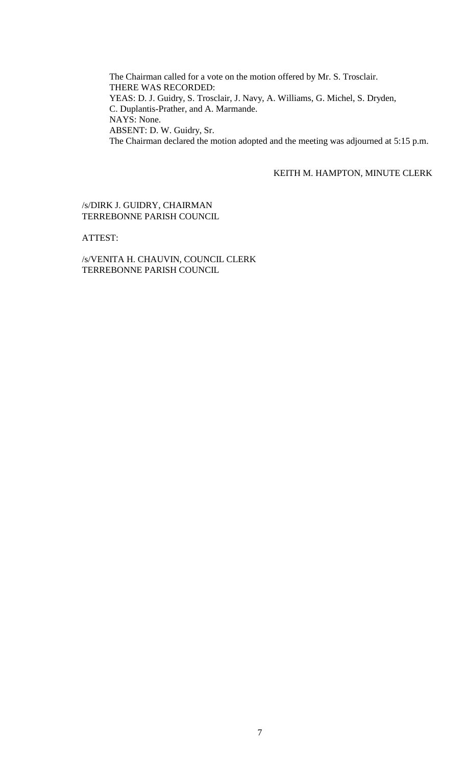The Chairman called for a vote on the motion offered by Mr. S. Trosclair.
THERE WAS RECORDED:
YEAS: D. J. Guidry, S. Trosclair, J. Navy, A. Williams, G. Michel, S. Dryden, C. Duplantis-Prather, and A. Marmande.
NAYS: None.
ABSENT: D. W. Guidry, Sr.
The Chairman declared the motion adopted and the meeting was adjourned at 5:15 p.m.

KEITH M. HAMPTON, MINUTE CLERK

/s/DIRK J. GUIDRY, CHAIRMAN
TERREBONNE PARISH COUNCIL

ATTEST:

/s/VENITA H. CHAUVIN, COUNCIL CLERK
TERREBONNE PARISH COUNCIL